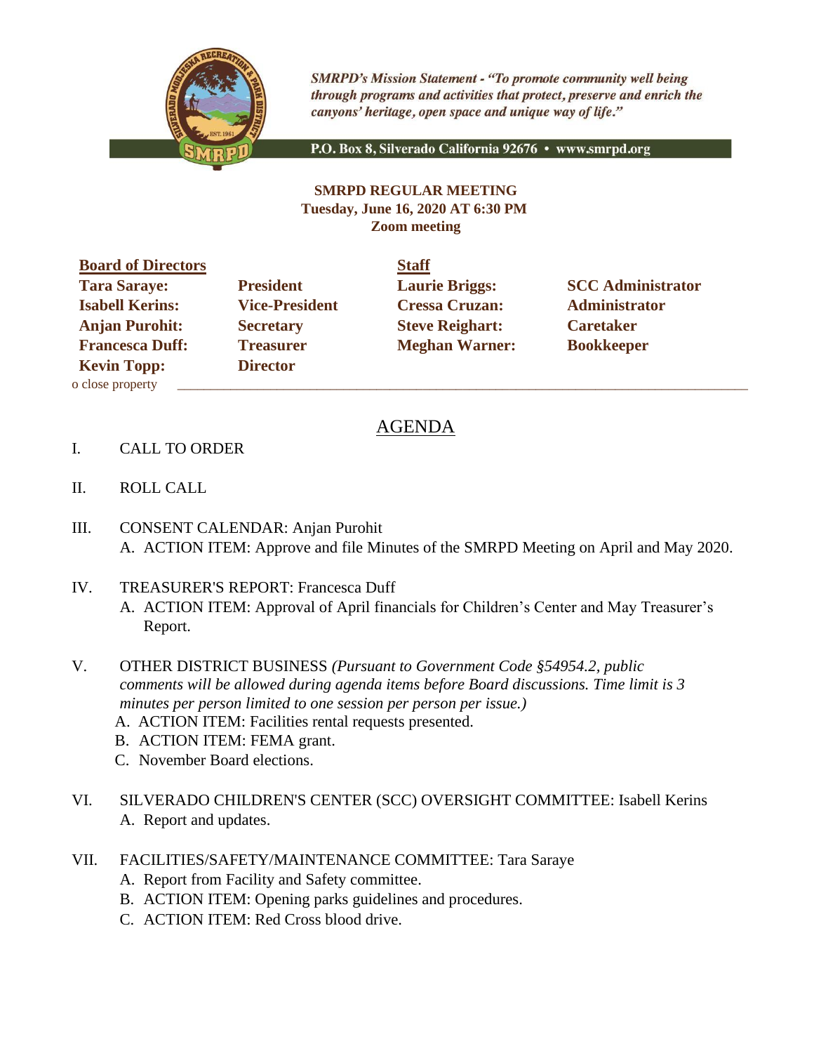*SMRPD's Mission Statement - "To promote community well being through programs and activities that protect, preserve and enrich the canyons' heritage, open space and unique way of life."*

P.O. Box 8, Silverado California 92676 • www.smrpd.org

**SMRPD REGULAR MEETING**
**Tuesday, June 16, 2020 AT 6:30 PM**
**Zoom meeting**

| **Board of Directors** | | **Staff** | |
|---|---|---|---|
| **Tara Saraye:** | **President** | **Laurie Briggs:** | **SCC Administrator** |
| **Isabell Kerins:** | **Vice-President** | **Cressa Cruzan:** | **Administrator** |
| **Anjan Purohit:** | **Secretary** | **Steve Reighart:** | **Caretaker** |
| **Francesca Duff:** | **Treasurer** | **Meghan Warner:** | **Bookkeeper** |
| **Kevin Topp:** | **Director** | | |

o close property

## AGENDA

I. CALL TO ORDER

II. ROLL CALL

III. CONSENT CALENDAR: Anjan Purohit
  A. ACTION ITEM: Approve and file Minutes of the SMRPD Meeting on April and May 2020.

IV. TREASURER'S REPORT: Francesca Duff
  A. ACTION ITEM: Approval of April financials for Children's Center and May Treasurer's Report.

V. OTHER DISTRICT BUSINESS *(Pursuant to Government Code §54954.2, public comments will be allowed during agenda items before Board discussions. Time limit is 3 minutes per person limited to one session per person per issue.)*
  A. ACTION ITEM: Facilities rental requests presented.
  B. ACTION ITEM: FEMA grant.
  C. November Board elections.

VI. SILVERADO CHILDREN'S CENTER (SCC) OVERSIGHT COMMITTEE: Isabell Kerins
  A. Report and updates.

VII. FACILITIES/SAFETY/MAINTENANCE COMMITTEE: Tara Saraye
  A. Report from Facility and Safety committee.
  B. ACTION ITEM: Opening parks guidelines and procedures.
  C. ACTION ITEM: Red Cross blood drive.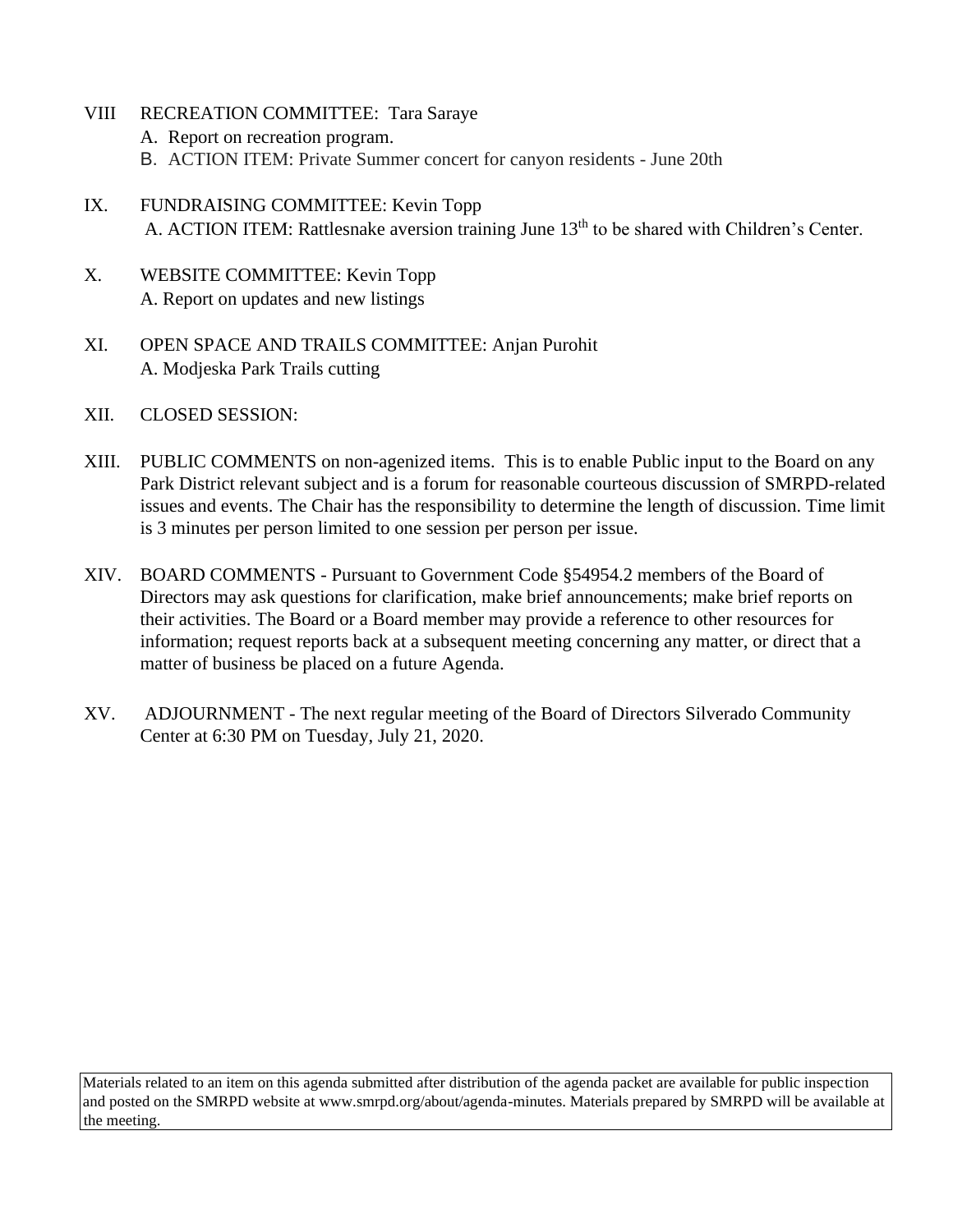VIII RECREATION COMMITTEE: Tara Saraye

A. Report on recreation program.

B. ACTION ITEM: Private Summer concert for canyon residents - June 20th

IX. FUNDRAISING COMMITTEE: Kevin Topp

A. ACTION ITEM: Rattlesnake aversion training June 13th to be shared with Children's Center.

X. WEBSITE COMMITTEE: Kevin Topp

A. Report on updates and new listings

XI. OPEN SPACE AND TRAILS COMMITTEE: Anjan Purohit

A. Modjeska Park Trails cutting

XII. CLOSED SESSION:

XIII. PUBLIC COMMENTS on non-agenized items. This is to enable Public input to the Board on any Park District relevant subject and is a forum for reasonable courteous discussion of SMRPD-related issues and events. The Chair has the responsibility to determine the length of discussion. Time limit is 3 minutes per person limited to one session per person per issue.

XIV. BOARD COMMENTS - Pursuant to Government Code §54954.2 members of the Board of Directors may ask questions for clarification, make brief announcements; make brief reports on their activities. The Board or a Board member may provide a reference to other resources for information; request reports back at a subsequent meeting concerning any matter, or direct that a matter of business be placed on a future Agenda.

XV. ADJOURNMENT - The next regular meeting of the Board of Directors Silverado Community Center at 6:30 PM on Tuesday, July 21, 2020.

Materials related to an item on this agenda submitted after distribution of the agenda packet are available for public inspection and posted on the SMRPD website at www.smrpd.org/about/agenda-minutes. Materials prepared by SMRPD will be available at the meeting.